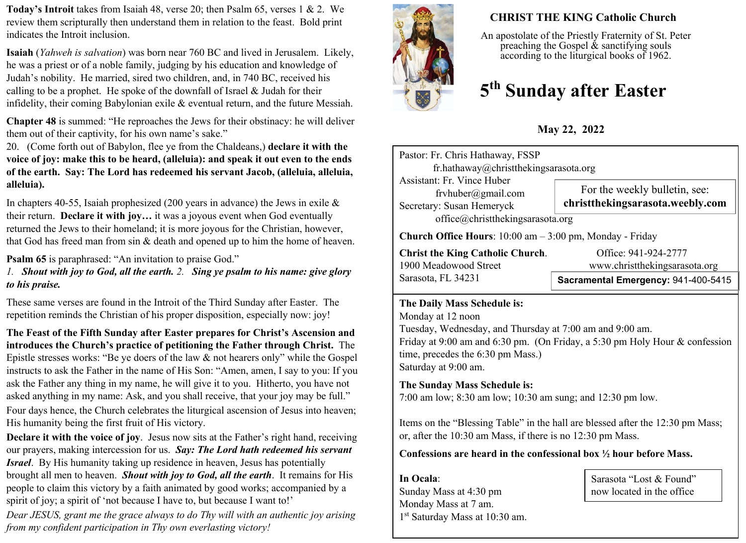**Today's Introit** takes from Isaiah 48, verse 20; then Psalm 65, verses 1 & 2. We review them scripturally then understand them in relation to the feast. Bold print indicates the Introit inclusion.

**Isaiah** (*Yahweh is salvation*) was born near 760 BC and lived in Jerusalem. Likely, he was a priest or of a noble family, judging by his education and knowledge of Judah's nobility. He married, sired two children, and, in 740 BC, received his calling to be a prophet. He spoke of the downfall of Israel & Judah for their infidelity, their coming Babylonian exile & eventual return, and the future Messiah.

**Chapter 48** is summed: "He reproaches the Jews for their obstinacy: he will deliver them out of their captivity, for his own name's sake."
20. (Come forth out of Babylon, flee ye from the Chaldeans,) **declare it with the voice of joy: make this to be heard, (alleluia): and speak it out even to the ends of the earth. Say: The Lord has redeemed his servant Jacob, (alleluia, alleluia, alleluia).**

In chapters 40-55, Isaiah prophesized (200 years in advance) the Jews in exile & their return. **Declare it with joy…** it was a joyous event when God eventually returned the Jews to their homeland; it is more joyous for the Christian, however, that God has freed man from sin & death and opened up to him the home of heaven.

**Psalm 65** is paraphrased: "An invitation to praise God."
*1.* ***Shout with joy to God, all the earth.*** *2.* ***Sing ye psalm to his name: give glory to his praise.***

These same verses are found in the Introit of the Third Sunday after Easter. The repetition reminds the Christian of his proper disposition, especially now: joy!

**The Feast of the Fifth Sunday after Easter prepares for Christ's Ascension and introduces the Church's practice of petitioning the Father through Christ.** The Epistle stresses works: "Be ye doers of the law & not hearers only" while the Gospel instructs to ask the Father in the name of His Son: "Amen, amen, I say to you: If you ask the Father any thing in my name, he will give it to you. Hitherto, you have not asked anything in my name: Ask, and you shall receive, that your joy may be full." Four days hence, the Church celebrates the liturgical ascension of Jesus into heaven; His humanity being the first fruit of His victory.

**Declare it with the voice of joy**. Jesus now sits at the Father's right hand, receiving our prayers, making intercession for us. ***Say: The Lord hath redeemed his servant Israel***. By His humanity taking up residence in heaven, Jesus has potentially brought all men to heaven. ***Shout with joy to God, all the earth***. It remains for His people to claim this victory by a faith animated by good works; accompanied by a spirit of joy; a spirit of 'not because I have to, but because I want to!'

*Dear JESUS, grant me the grace always to do Thy will with an authentic joy arising from my confident participation in Thy own everlasting victory!*

## CHRIST THE KING Catholic Church

An apostolate of the Priestly Fraternity of St. Peter preaching the Gospel & sanctifying souls according to the liturgical books of 1962.

# 5th Sunday after Easter

**May 22, 2022**

Pastor: Fr. Chris Hathaway, FSSP
fr.hathaway@christthekingsarasota.org
Assistant: Fr. Vince Huber
frvhuber@gmail.com
Secretary: Susan Hemeryck
office@christthekingsarasota.org

For the weekly bulletin, see: **christthekingsarasota.weebly.com**

**Church Office Hours**: 10:00 am – 3:00 pm, Monday - Friday

**Christ the King Catholic Church**.
1900 Meadowood Street
Sarasota, FL 34231

Office: 941-924-2777
www.christthekingsarasota.org
**Sacramental Emergency:** 941-400-5415

**The Daily Mass Schedule is:**
Monday at 12 noon
Tuesday, Wednesday, and Thursday at 7:00 am and 9:00 am.
Friday at 9:00 am and 6:30 pm. (On Friday, a 5:30 pm Holy Hour & confession time, precedes the 6:30 pm Mass.)
Saturday at 9:00 am.

**The Sunday Mass Schedule is:**
7:00 am low; 8:30 am low; 10:30 am sung; and 12:30 pm low.

Items on the "Blessing Table" in the hall are blessed after the 12:30 pm Mass; or, after the 10:30 am Mass, if there is no 12:30 pm Mass.

**Confessions are heard in the confessional box ½ hour before Mass.**

**In Ocala**:
Sunday Mass at 4:30 pm
Monday Mass at 7 am.
1st Saturday Mass at 10:30 am.

Sarasota "Lost & Found" now located in the office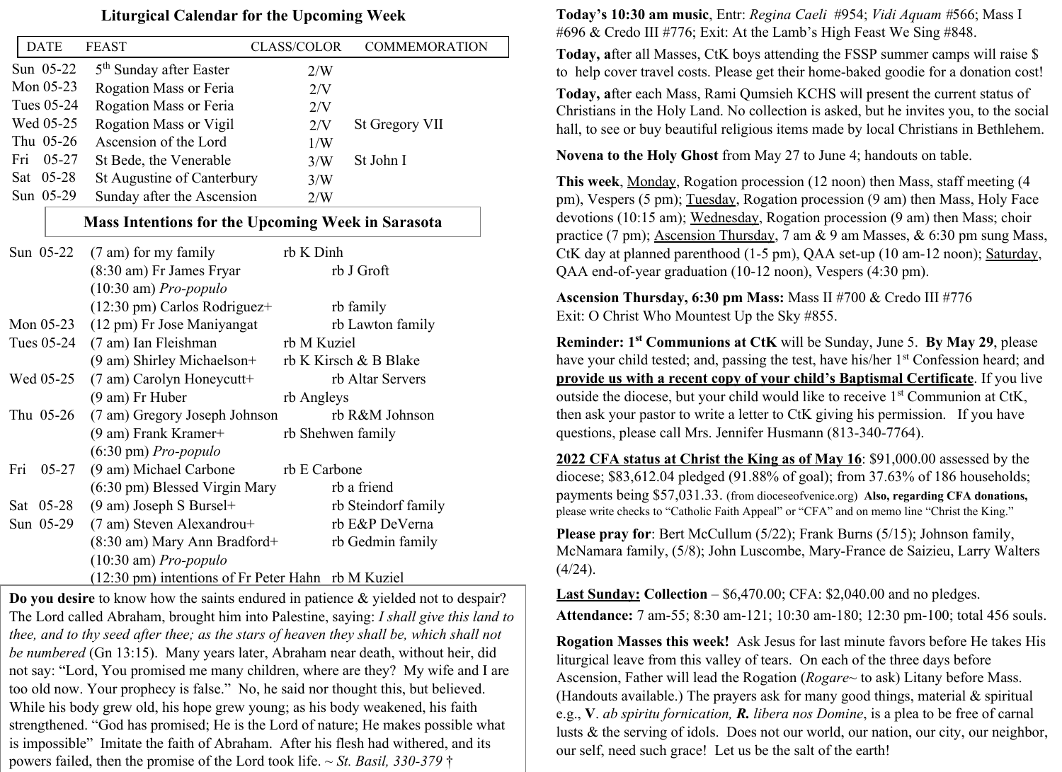## Liturgical Calendar for the Upcoming Week

| DATE | FEAST | CLASS/COLOR | COMMEMORATION |
|---|---|---|---|
| Sun 05-22 | 5th Sunday after Easter | 2/W | |
| Mon 05-23 | Rogation Mass or Feria | 2/V | |
| Tues 05-24 | Rogation Mass or Feria | 2/V | |
| Wed 05-25 | Rogation Mass or Vigil | 2/V | St Gregory VII |
| Thu 05-26 | Ascension of the Lord | 1/W | |
| Fri 05-27 | St Bede, the Venerable | 3/W | St John I |
| Sat 05-28 | St Augustine of Canterbury | 3/W | |
| Sun 05-29 | Sunday after the Ascension | 2/W | |

## Mass Intentions for the Upcoming Week in Sarasota

| | | |
|---|---|---|
| Sun 05-22 | (7 am) for my family | rb K Dinh |
| | (8:30 am) Fr James Fryar | rb J Groft |
| | (10:30 am) *Pro-populo* | |
| | (12:30 pm) Carlos Rodriguez+ | rb family |
| Mon 05-23 | (12 pm) Fr Jose Maniyangat | rb Lawton family |
| Tues 05-24 | (7 am) Ian Fleishman | rb M Kuziel |
| | (9 am) Shirley Michaelson+ | rb K Kirsch & B Blake |
| Wed 05-25 | (7 am) Carolyn Honeycutt+ | rb Altar Servers |
| | (9 am) Fr Huber | rb Angleys |
| Thu 05-26 | (7 am) Gregory Joseph Johnson | rb R&M Johnson |
| | (9 am) Frank Kramer+ | rb Shehwen family |
| | (6:30 pm) *Pro-populo* | |
| Fri 05-27 | (9 am) Michael Carbone | rb E Carbone |
| | (6:30 pm) Blessed Virgin Mary | rb a friend |
| Sat 05-28 | (9 am) Joseph S Bursel+ | rb Steindorf family |
| Sun 05-29 | (7 am) Steven Alexandrou+ | rb E&P DeVerna |
| | (8:30 am) Mary Ann Bradford+ | rb Gedmin family |
| | (10:30 am) *Pro-populo* | |
| | (12:30 pm) intentions of Fr Peter Hahn | rb M Kuziel |

**Do you desire** to know how the saints endured in patience & yielded not to despair? The Lord called Abraham, brought him into Palestine, saying: *I shall give this land to thee, and to thy seed after thee; as the stars of heaven they shall be, which shall not be numbered* (Gn 13:15). Many years later, Abraham near death, without heir, did not say: "Lord, You promised me many children, where are they? My wife and I are too old now. Your prophecy is false." No, he said nor thought this, but believed. While his body grew old, his hope grew young; as his body weakened, his faith strengthened. "God has promised; He is the Lord of nature; He makes possible what is impossible" Imitate the faith of Abraham. After his flesh had withered, and its powers failed, then the promise of the Lord took life. ~ *St. Basil, 330-379* †

**Today's 10:30 am music**, Entr: *Regina Caeli* #954; *Vidi Aquam* #566; Mass I #696 & Credo III #776; Exit: At the Lamb's High Feast We Sing #848.

**Today, a**fter all Masses, CtK boys attending the FSSP summer camps will raise $ to help cover travel costs. Please get their home-baked goodie for a donation cost!

**Today, a**fter each Mass, Rami Qumsieh KCHS will present the current status of Christians in the Holy Land. No collection is asked, but he invites you, to the social hall, to see or buy beautiful religious items made by local Christians in Bethlehem.

**Novena to the Holy Ghost** from May 27 to June 4; handouts on table.

**This week**, Monday, Rogation procession (12 noon) then Mass, staff meeting (4 pm), Vespers (5 pm); Tuesday, Rogation procession (9 am) then Mass, Holy Face devotions (10:15 am); Wednesday, Rogation procession (9 am) then Mass; choir practice (7 pm); Ascension Thursday, 7 am & 9 am Masses, & 6:30 pm sung Mass, CtK day at planned parenthood (1-5 pm), QAA set-up (10 am-12 noon); Saturday, QAA end-of-year graduation (10-12 noon), Vespers (4:30 pm).

**Ascension Thursday, 6:30 pm Mass:** Mass II #700 & Credo III #776
Exit: O Christ Who Mountest Up the Sky #855.

**Reminder: 1st Communions at CtK** will be Sunday, June 5. **By May 29**, please have your child tested; and, passing the test, have his/her 1st Confession heard; and **provide us with a recent copy of your child's Baptismal Certificate**. If you live outside the diocese, but your child would like to receive 1st Communion at CtK, then ask your pastor to write a letter to CtK giving his permission. If you have questions, please call Mrs. Jennifer Husmann (813-340-7764).

**2022 CFA status at Christ the King as of May 16**: $91,000.00 assessed by the diocese; $83,612.04 pledged (91.88% of goal); from 37.63% of 186 households; payments being $57,031.33. (from dioceseofvenice.org) **Also, regarding CFA donations,** please write checks to "Catholic Faith Appeal" or "CFA" and on memo line "Christ the King."

**Please pray for**: Bert McCullum (5/22); Frank Burns (5/15); Johnson family, McNamara family, (5/8); John Luscombe, Mary-France de Saizieu, Larry Walters (4/24).

**Last Sunday: Collection** – $6,470.00; CFA: $2,040.00 and no pledges.

**Attendance:** 7 am-55; 8:30 am-121; 10:30 am-180; 12:30 pm-100; total 456 souls.

**Rogation Masses this week!** Ask Jesus for last minute favors before He takes His liturgical leave from this valley of tears. On each of the three days before Ascension, Father will lead the Rogation (*Rogare*~ to ask) Litany before Mass. (Handouts available.) The prayers ask for many good things, material & spiritual e.g., **V**. *ab spiritu fornication, **R.** libera nos Domine*, is a plea to be free of carnal lusts & the serving of idols. Does not our world, our nation, our city, our neighbor, our self, need such grace! Let us be the salt of the earth!